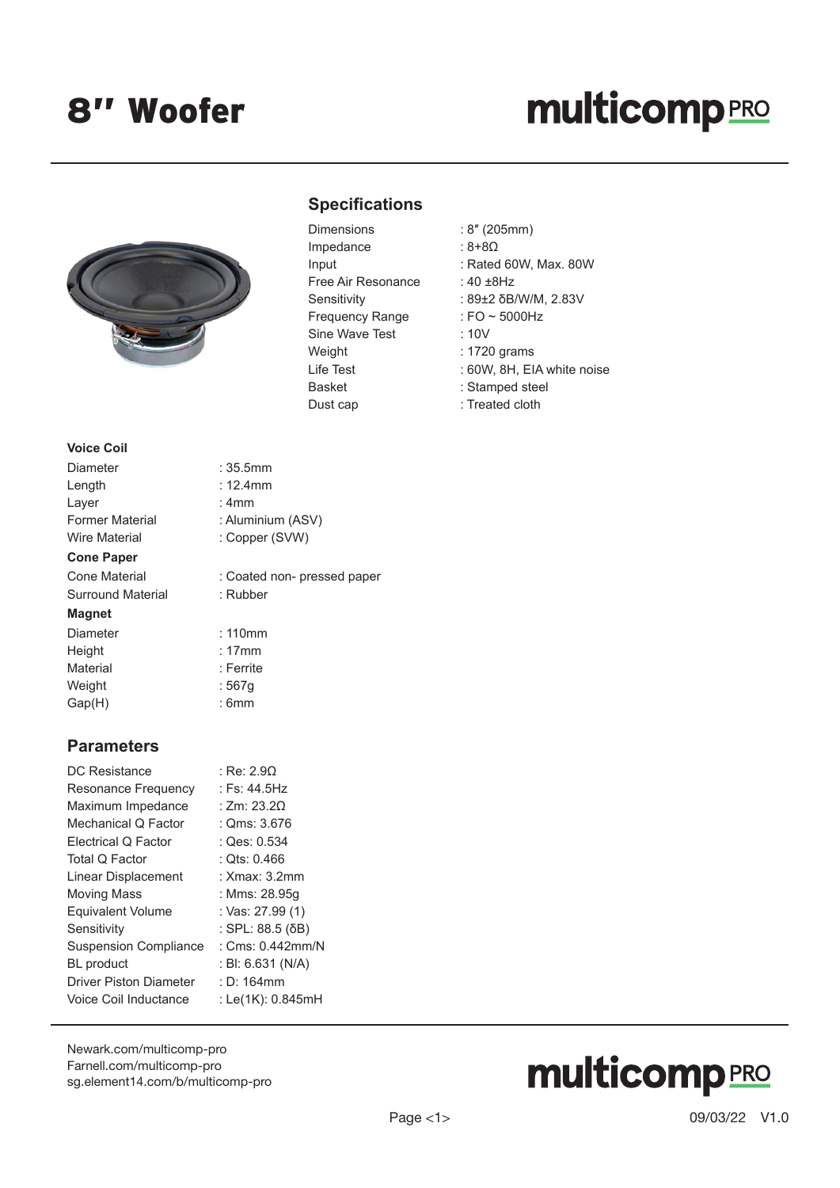# 8″ Woofer

## Specifications

| | |
|---|---|
| Dimensions | : 8″ (205mm) |
| Impedance | : 8+8Ω |
| Input | : Rated 60W, Max. 80W |
| Free Air Resonance | : 40 ±8Hz |
| Sensitivity | : 89±2 δB/W/M, 2.83V |
| Frequency Range | : FO ~ 5000Hz |
| Sine Wave Test | : 10V |
| Weight | : 1720 grams |
| Life Test | : 60W, 8H, EIA white noise |
| Basket | : Stamped steel |
| Dust cap | : Treated cloth |

**Voice Coil**

| | |
|---|---|
| Diameter | : 35.5mm |
| Length | : 12.4mm |
| Layer | : 4mm |
| Former Material | : Aluminium (ASV) |
| Wire Material | : Copper (SVW) |

**Cone Paper**

| | |
|---|---|
| Cone Material | : Coated non- pressed paper |
| Surround Material | : Rubber |

**Magnet**

| | |
|---|---|
| Diameter | : 110mm |
| Height | : 17mm |
| Material | : Ferrite |
| Weight | : 567g |
| Gap(H) | : 6mm |

## Parameters

| | |
|---|---|
| DC Resistance | : Re: 2.9Ω |
| Resonance Frequency | : Fs: 44.5Hz |
| Maximum Impedance | : Zm: 23.2Ω |
| Mechanical Q Factor | : Qms: 3.676 |
| Electrical Q Factor | : Qes: 0.534 |
| Total Q Factor | : Qts: 0.466 |
| Linear Displacement | : Xmax: 3.2mm |
| Moving Mass | : Mms: 28.95g |
| Equivalent Volume | : Vas: 27.99 (1) |
| Sensitivity | : SPL: 88.5 (δB) |
| Suspension Compliance | : Cms: 0.442mm/N |
| BL product | : Bl: 6.631 (N/A) |
| Driver Piston Diameter | : D: 164mm |
| Voice Coil Inductance | : Le(1K): 0.845mH |

Newark.com/multicomp-pro
Farnell.com/multicomp-pro
sg.element14.com/b/multicomp-pro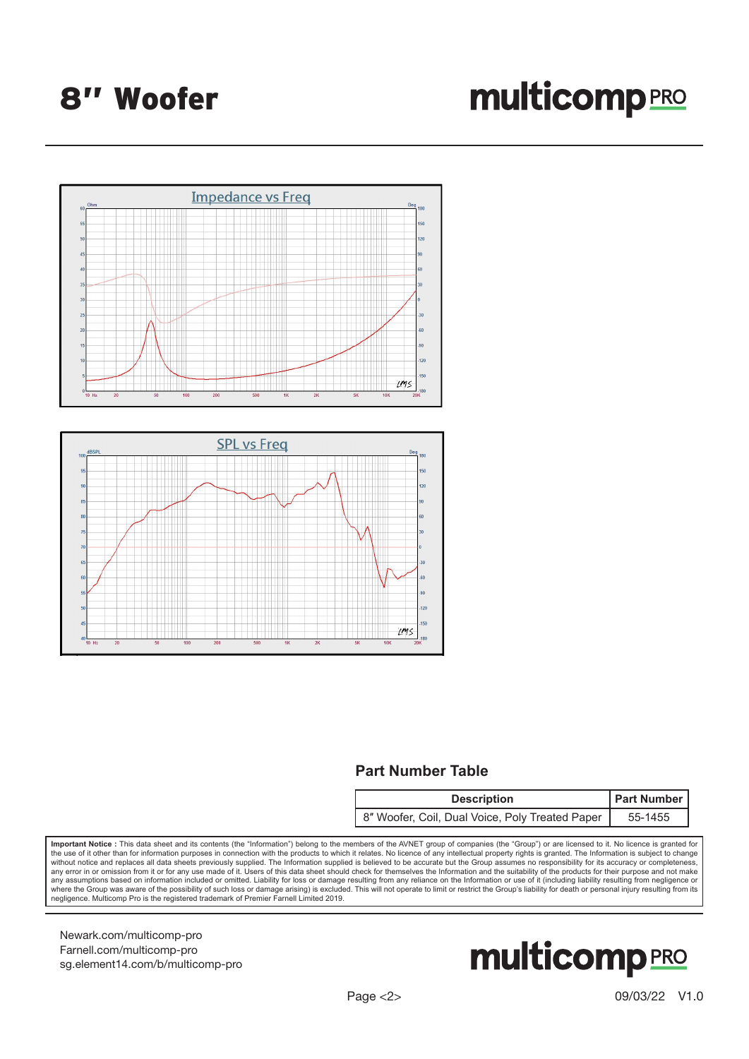# 8" Woofer

## Impedance vs Freq

Ohm
Deg
60
55
50
45
40
35
30
25
20
15
10
5
0
180
150
120
90
60
30
0
-30
-60
-90
-120
-150
-180
10 Hz
20
50
100
200
500
1K
2K
5K
10K
20K
LMS

## SPL vs Freq

dBSPL
Deg
100
95
90
85
80
75
70
65
60
55
50
45
40
180
150
120
90
60
30
0
-30
-60
-90
-120
-150
-180
10 Hz
20
50
100
200
500
1K
2K
5K
10K
20K
LMS

## Part Number Table

| Description | Part Number |
| --- | --- |
| 8" Woofer, Coil, Dual Voice, Poly Treated Paper | 55-1455 |

**Important Notice :** This data sheet and its contents (the "Information") belong to the members of the AVNET group of companies (the "Group") or are licensed to it. No licence is granted for the use of it other than for information purposes in connection with the products to which it relates. No licence of any intellectual property rights is granted. The Information is subject to change without notice and replaces all data sheets previously supplied. The Information supplied is believed to be accurate but the Group assumes no responsibility for its accuracy or completeness, any error in or omission from it or for any use made of it. Users of this data sheet should check for themselves the Information and the suitability of the products for their purpose and not make any assumptions based on information included or omitted. Liability for loss or damage resulting from any reliance on the Information or use of it (including liability resulting from negligence or where the Group was aware of the possibility of such loss or damage arising) is excluded. This will not operate to limit or restrict the Group's liability for death or personal injury resulting from its negligence. Multicomp Pro is the registered trademark of Premier Farnell Limited 2019.

Newark.com/multicomp-pro
Farnell.com/multicomp-pro
sg.element14.com/b/multicomp-pro

09/03/22 V1.0